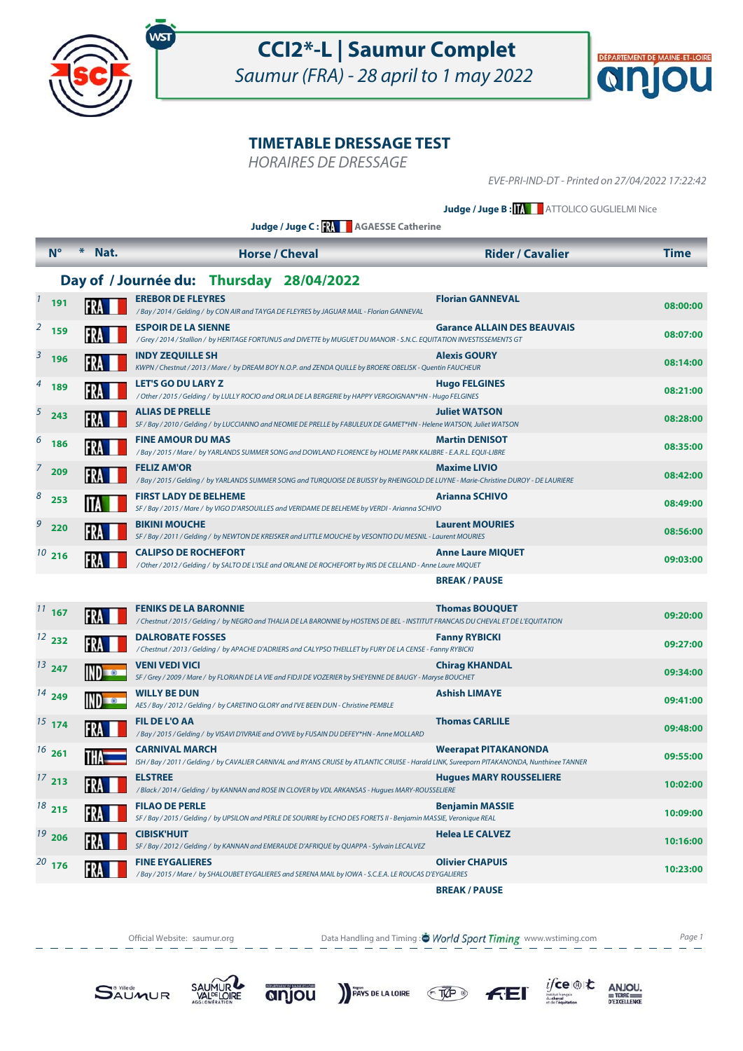# CCI2*-L | Saumur Complet

*Saumur (FRA) - 28 april to 1 may 2022*

## TIMETABLE DRESSAGE TEST

*HORAIRES DE DRESSAGE*

*EVE-PRI-IND-DT - Printed on 27/04/2022 17:22:42*

**Judge / Juge B :** ITA ATTOLICO GUGLIELMI Nice

**Judge / Juge C :** FRA AGAESSE Catherine

### Day of / Journée du: Thursday 28/04/2022

| | N° | Nat. | Horse / Cheval | Rider / Cavalier | Time |
|---|---|---|---|---|---|
| 1 | 191 | FRA | **EREBOR DE FLEYRES** *​/ Bay / 2014 / Gelding / by CON AIR and TAYGA DE FLEYRES by JAGUAR MAIL - Florian GANNEVAL* | **Florian GANNEVAL** | 08:00:00 |
| 2 | 159 | FRA | **ESPOIR DE LA SIENNE** *​/ Grey / 2014 / Stallion / by HERITAGE FORTUNUS and DIVETTE by MUGUET DU MANOIR - S.N.C. EQUITATION INVESTISSEMENTS GT* | **Garance ALLAIN DES BEAUVAIS** | 08:07:00 |
| 3 | 196 | FRA | **INDY ZEQUILLE SH** *KWPN / Chestnut / 2013 / Mare / by DREAM BOY N.O.P. and ZENDA QUILLE by BROERE OBELISK - Quentin FAUCHEUR* | **Alexis GOURY** | 08:14:00 |
| 4 | 189 | FRA | **LET'S GO DU LARY Z** *​/ Other / 2015 / Gelding / by LULLY ROCIO and ORLIA DE LA BERGERIE by HAPPY VERGOIGNAN\*HN - Hugo FELGINES* | **Hugo FELGINES** | 08:21:00 |
| 5 | 243 | FRA | **ALIAS DE PRELLE** *SF / Bay / 2010 / Gelding / by LUCCIANNO and NEOMIE DE PRELLE by FABULEUX DE GAMET\*HN - Helene WATSON, Juliet WATSON* | **Juliet WATSON** | 08:28:00 |
| 6 | 186 | FRA | **FINE AMOUR DU MAS** *​/ Bay / 2015 / Mare / by YARLANDS SUMMER SONG and DOWLAND FLORENCE by HOLME PARK KALIBRE - E.A.R.L. EQUI-LIBRE* | **Martin DENISOT** | 08:35:00 |
| 7 | 209 | FRA | **FELIZ AM'OR** *​/ Bay / 2015 / Gelding / by YARLANDS SUMMER SONG and TURQUOISE DE BUISSY by RHEINGOLD DE LUYNE - Marie-Christine DUROY - DE LAURIERE* | **Maxime LIVIO** | 08:42:00 |
| 8 | 253 | ITA | **FIRST LADY DE BELHEME** *SF / Bay / 2015 / Mare / by VIGO D'ARSOUILLES and VERIDAME DE BELHEME by VERDI - Arianna SCHIVO* | **Arianna SCHIVO** | 08:49:00 |
| 9 | 220 | FRA | **BIKINI MOUCHE** *SF / Bay / 2011 / Gelding / by NEWTON DE KREISKER and LITTLE MOUCHE by VESONTIO DU MESNIL - Laurent MOURIES* | **Laurent MOURIES** | 08:56:00 |
| 10 | 216 | FRA | **CALIPSO DE ROCHEFORT** *​/ Other / 2012 / Gelding / by SALTO DE L'ISLE and ORLANE DE ROCHEFORT by IRIS DE CELLAND - Anne Laure MIQUET* | **Anne Laure MIQUET** | 09:03:00 |
| | | | | **BREAK / PAUSE** | |
| 11 | 167 | FRA | **FENIKS DE LA BARONNIE** *​/ Chestnut / 2015 / Gelding / by NEGRO and THALIA DE LA BARONNIE by HOSTENS DE BEL - INSTITUT FRANCAIS DU CHEVAL ET DE L'EQUITATION* | **Thomas BOUQUET** | 09:20:00 |
| 12 | 232 | FRA | **DALROBATE FOSSES** *​/ Chestnut / 2013 / Gelding / by APACHE D'ADRIERS and CALYPSO THEILLET by FURY DE LA CENSE - Fanny RYBICKI* | **Fanny RYBICKI** | 09:27:00 |
| 13 | 247 | IND | **VENI VEDI VICI** *SF / Grey / 2009 / Mare / by FLORIAN DE LA VIE and FIDJI DE VOZERIER by SHEYENNE DE BAUGY - Maryse BOUCHET* | **Chirag KHANDAL** | 09:34:00 |
| 14 | 249 | IND | **WILLY BE DUN** *AES / Bay / 2012 / Gelding / by CARETINO GLORY and I'VE BEEN DUN - Christine PEMBLE* | **Ashish LIMAYE** | 09:41:00 |
| 15 | 174 | FRA | **FIL DE L'O AA** *​/ Bay / 2015 / Gelding / by VISAVI D'IVRAIE and O'VIVE by FUSAIN DU DEFEY\*HN - Anne MOLLARD* | **Thomas CARLILE** | 09:48:00 |
| 16 | 261 | THA | **CARNIVAL MARCH** *ISH / Bay / 2011 / Gelding / by CAVALIER CARNIVAL and RYANS CRUISE by ATLANTIC CRUISE - Harald LINK, Sureeporn PITAKANONDA, Nunthinee TANNER* | **Weerapat PITAKANONDA** | 09:55:00 |
| 17 | 213 | FRA | **ELSTREE** *​/ Black / 2014 / Gelding / by KANNAN and ROSE IN CLOVER by VDL ARKANSAS - Hugues MARY-ROUSSELIERE* | **Hugues MARY ROUSSELIERE** | 10:02:00 |
| 18 | 215 | FRA | **FILAO DE PERLE** *SF / Bay / 2015 / Gelding / by UPSILON and PERLE DE SOURIRE by ECHO DES FORETS II - Benjamin MASSIE, Veronique REAL* | **Benjamin MASSIE** | 10:09:00 |
| 19 | 206 | FRA | **CIBISK'HUIT** *SF / Bay / 2012 / Gelding / by KANNAN and EMERAUDE D'AFRIQUE by QUAPPA - Sylvain LECALVEZ* | **Helea LE CALVEZ** | 10:16:00 |
| 20 | 176 | FRA | **FINE EYGALIERES** *​/ Bay / 2015 / Mare / by SHALOUBET EYGALIERES and SERENA MAIL by IOWA - S.C.E.A. LE ROUCAS D'EYGALIERES* | **Olivier CHAPUIS** | 10:23:00 |
| | | | | **BREAK / PAUSE** | |

Official Website: saumur.org — Data Handling and Timing : World Sport Timing www.wstiming.com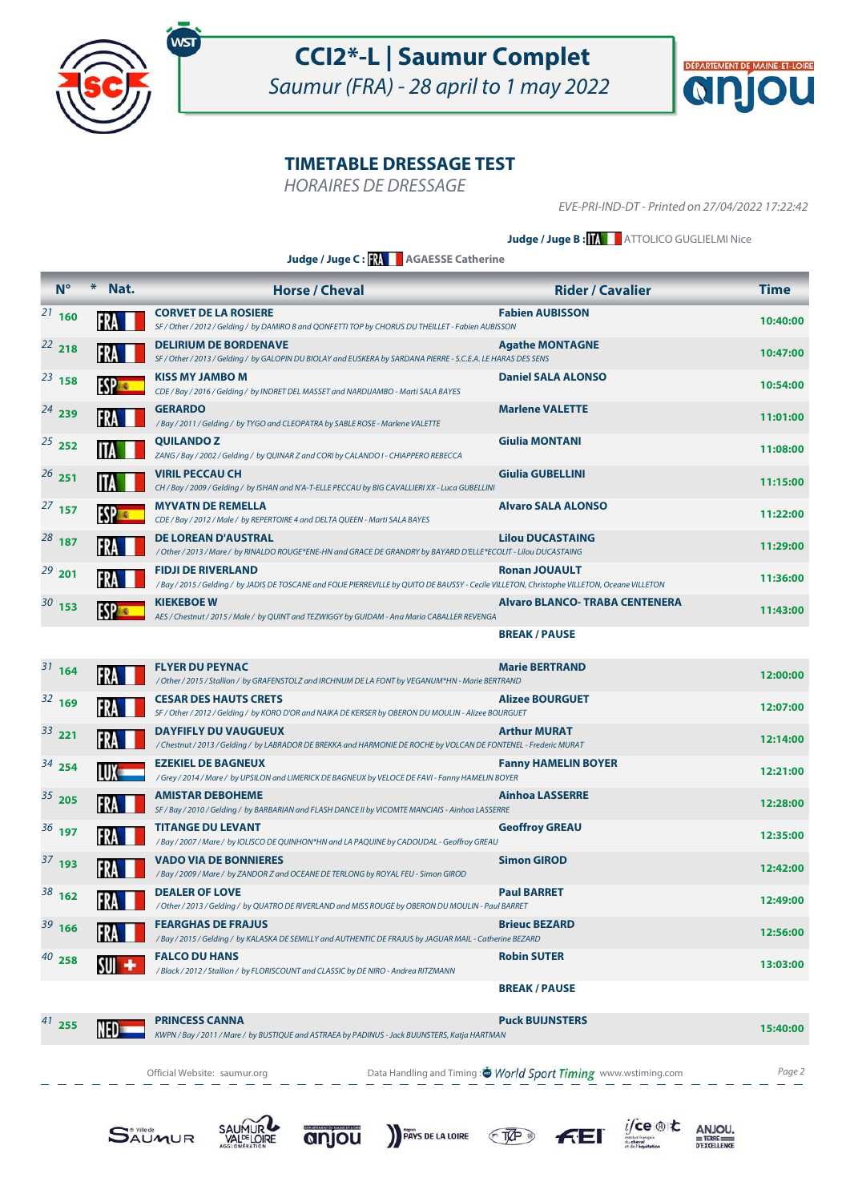# CCI2*-L | Saumur Complet

*Saumur (FRA) - 28 april to 1 may 2022*

## TIMETABLE DRESSAGE TEST

*HORAIRES DE DRESSAGE*

*EVE-PRI-IND-DT - Printed on 27/04/2022 17:22:42*

**Judge / Juge B :** ITA ATTOLICO GUGLIELMI Nice

**Judge / Juge C :** FRA **AGAESSE Catherine**

| | N° | Nat. | Horse / Cheval | Rider / Cavalier | Time |
|---|---|---|---|---|---|
| 21 | 160 | FRA | **CORVET DE LA ROSIERE**<br>*SF / Other / 2012 / Gelding / by DAMIRO B and QONFETTI TOP by CHORUS DU THEILLET - Fabien AUBISSON* | **Fabien AUBISSON** | 10:40:00 |
| 22 | 218 | FRA | **DELIRIUM DE BORDENAVE**<br>*SF / Other / 2013 / Gelding / by GALOPIN DU BIOLAY and EUSKERA by SARDANA PIERRE - S.C.E.A. LE HARAS DES SENS* | **Agathe MONTAGNE** | 10:47:00 |
| 23 | 158 | ESP | **KISS MY JAMBO M**<br>*CDE / Bay / 2016 / Gelding / by INDRET DEL MASSET and NARDIJAMBO - Marti SALA BAYES* | **Daniel SALA ALONSO** | 10:54:00 |
| 24 | 239 | FRA | **GERARDO**<br>*/ Bay / 2011 / Gelding / by TYGO and CLEOPATRA by SABLE ROSE - Marlene VALETTE* | **Marlene VALETTE** | 11:01:00 |
| 25 | 252 | ITA | **QUILANDO Z**<br>*ZANG / Bay / 2002 / Gelding / by QUINAR Z and CORI by CALANDO I - CHIAPPERO REBECCA* | **Giulia MONTANI** | 11:08:00 |
| 26 | 251 | ITA | **VIRIL PECCAU CH**<br>*CH / Bay / 2009 / Gelding / by ISHAN and N'A-T-ELLE PECCAU by BIG CAVALLIERI XX - Luca GUBELLINI* | **Giulia GUBELLINI** | 11:15:00 |
| 27 | 157 | ESP | **MYVATN DE REMELLA**<br>*CDE / Bay / 2012 / Male / by REPERTOIRE 4 and DELTA QUEEN - Marti SALA BAYES* | **Alvaro SALA ALONSO** | 11:22:00 |
| 28 | 187 | FRA | **DE LOREAN D'AUSTRAL**<br>*/ Other / 2013 / Mare / by RINALDO ROUGE*ENE-HN and GRACE DE GRANDRY by BAYARD D'ELLE*ECOLIT - Lilou DUCASTAING* | **Lilou DUCASTAING** | 11:29:00 |
| 29 | 201 | FRA | **FIDJI DE RIVERLAND**<br>*/ Bay / 2015 / Gelding / by JADIS DE TOSCANE and FOLIE PIERREVILLE by QUITO DE BAUSSY - Cecile VILLETON, Christophe VILLETON, Oceane VILLETON* | **Ronan JOUAULT** | 11:36:00 |
| 30 | 153 | ESP | **KIEKEBOE W**<br>*AES / Chestnut / 2015 / Male / by QUINT and TEZWIGGY by GUIDAM - Ana Maria CABALLER REVENGA* | **Alvaro BLANCO- TRABA CENTENERA** | 11:43:00 |
| | | | | **BREAK / PAUSE** | |
| 31 | 164 | FRA | **FLYER DU PEYNAC**<br>*/ Other / 2015 / Stallion / by GRAFENSTOLZ and IRCHNUM DE LA FONT by VEGANUM*HN - Marie BERTRAND* | **Marie BERTRAND** | 12:00:00 |
| 32 | 169 | FRA | **CESAR DES HAUTS CRETS**<br>*SF / Other / 2012 / Gelding / by KORO D'OR and NAIKA DE KERSER by OBERON DU MOULIN - Alizee BOURGUET* | **Alizee BOURGUET** | 12:07:00 |
| 33 | 221 | FRA | **DAYFIFLY DU VAUGUEUX**<br>*/ Chestnut / 2013 / Gelding / by LABRADOR DE BREKKA and HARMONIE DE ROCHE by VOLCAN DE FONTENEL - Frederic MURAT* | **Arthur MURAT** | 12:14:00 |
| 34 | 254 | LUX | **EZEKIEL DE BAGNEUX**<br>*/ Grey / 2014 / Mare / by UPSILON and LIMERICK DE BAGNEUX by VELOCE DE FAVI - Fanny HAMELIN BOYER* | **Fanny HAMELIN BOYER** | 12:21:00 |
| 35 | 205 | FRA | **AMISTAR DEBOHEME**<br>*SF / Bay / 2010 / Gelding / by BARBARIAN and FLASH DANCE II by VICOMTE MANCIAIS - Ainhoa LASSERRE* | **Ainhoa LASSERRE** | 12:28:00 |
| 36 | 197 | FRA | **TITANGE DU LEVANT**<br>*/ Bay / 2007 / Mare / by IOLISCO DE QUINHON*HN and LA PAQUINE by CADOUDAL - Geoffroy GREAU* | **Geoffroy GREAU** | 12:35:00 |
| 37 | 193 | FRA | **VADO VIA DE BONNIERES**<br>*/ Bay / 2009 / Mare / by ZANDOR Z and OCEANE DE TERLONG by ROYAL FEU - Simon GIROD* | **Simon GIROD** | 12:42:00 |
| 38 | 162 | FRA | **DEALER OF LOVE**<br>*/ Other / 2013 / Gelding / by QUATRO DE RIVERLAND and MISS ROUGE by OBERON DU MOULIN - Paul BARRET* | **Paul BARRET** | 12:49:00 |
| 39 | 166 | FRA | **FEARGHAS DE FRAJUS**<br>*/ Bay / 2015 / Gelding / by KALASKA DE SEMILLY and AUTHENTIC DE FRAJUS by JAGUAR MAIL - Catherine BEZARD* | **Brieuc BEZARD** | 12:56:00 |
| 40 | 258 | SUI | **FALCO DU HANS**<br>*/ Black / 2012 / Stallion / by FLORISCOUNT and CLASSIC by DE NIRO - Andrea RITZMANN* | **Robin SUTER** | 13:03:00 |
| | | | | **BREAK / PAUSE** | |
| 41 | 255 | NED | **PRINCESS CANNA**<br>*KWPN / Bay / 2011 / Mare / by BUSTIQUE and ASTRAEA by PADINUS - Jack BUIJNSTERS, Katja HARTMAN* | **Puck BUIJNSTERS** | 15:40:00 |

Official Website: saumur.org — Data Handling and Timing : World Sport Timing www.wstiming.com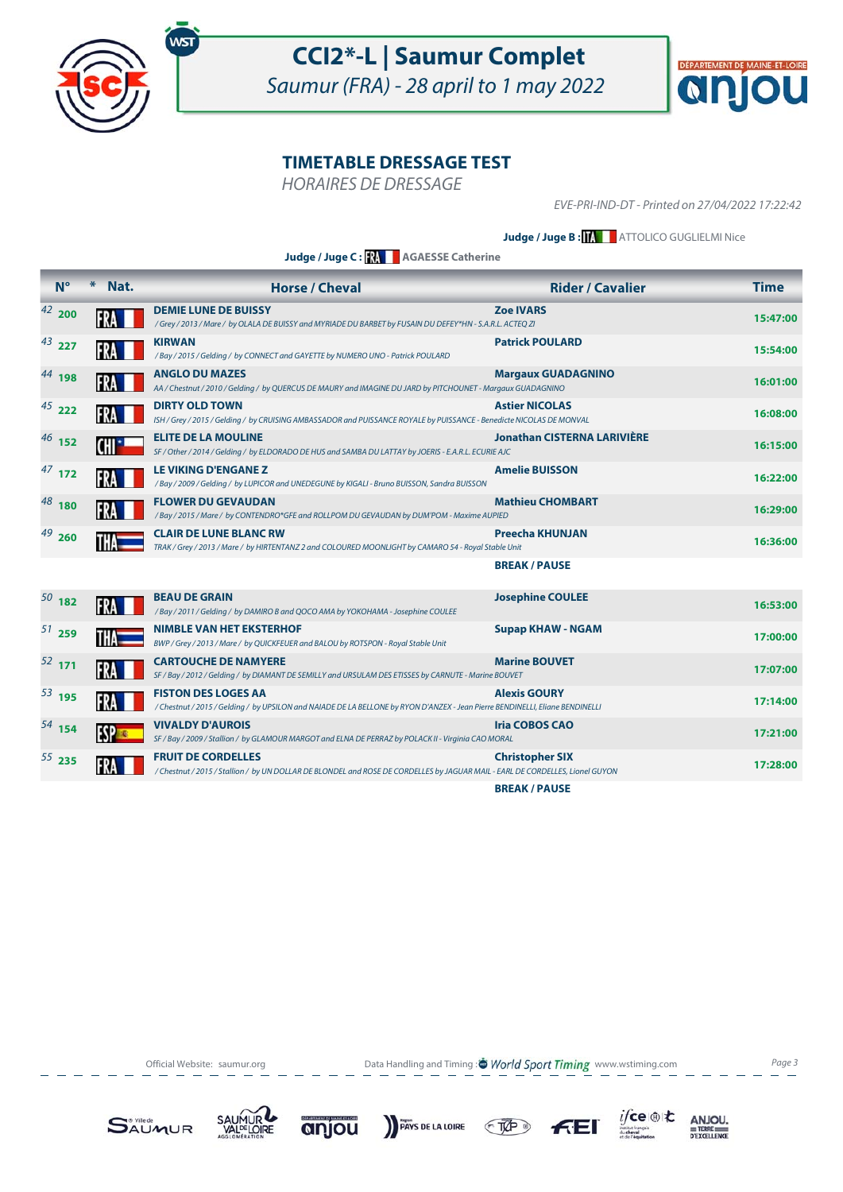# CCI2*-L | Saumur Complet

*Saumur (FRA) - 28 april to 1 may 2022*

## TIMETABLE DRESSAGE TEST

*HORAIRES DE DRESSAGE*

*EVE-PRI-IND-DT - Printed on 27/04/2022 17:22:42*

**Judge / Juge B :** ITA ATTOLICO GUGLIELMI Nice

**Judge / Juge C :** FRA **AGAESSE Catherine**

| | N° | * Nat. | Horse / Cheval | Rider / Cavalier | Time |
|---|---|---|---|---|---|
| 42 | 200 | FRA | **DEMIE LUNE DE BUISSY**<br>*/ Grey / 2013 / Mare / by OLALA DE BUISSY and MYRIADE DU BARBET by FUSAIN DU DEFEY*HN - S.A.R.L. ACTEQ ZI* | **Zoe IVARS** | 15:47:00 |
| 43 | 227 | FRA | **KIRWAN**<br>*/ Bay / 2015 / Gelding / by CONNECT and GAYETTE by NUMERO UNO - Patrick POULARD* | **Patrick POULARD** | 15:54:00 |
| 44 | 198 | FRA | **ANGLO DU MAZES**<br>*AA / Chestnut / 2010 / Gelding / by QUERCUS DE MAURY and IMAGINE DU JARD by PITCHOUNET - Margaux GUADAGNINO* | **Margaux GUADAGNINO** | 16:01:00 |
| 45 | 222 | FRA | **DIRTY OLD TOWN**<br>*ISH / Grey / 2015 / Gelding / by CRUISING AMBASSADOR and PUISSANCE ROYALE by PUISSANCE - Benedicte NICOLAS DE MONVAL* | **Astier NICOLAS** | 16:08:00 |
| 46 | 152 | CHI | **ELITE DE LA MOULINE**<br>*SF / Other / 2014 / Gelding / by ELDORADO DE HUS and SAMBA DU LATTAY by JOERIS - E.A.R.L. ECURIE AJC* | **Jonathan CISTERNA LARIVIÈRE** | 16:15:00 |
| 47 | 172 | FRA | **LE VIKING D'ENGANE Z**<br>*/ Bay / 2009 / Gelding / by LUPICOR and UNEDEGUNE by KIGALI - Bruno BUISSON, Sandra BUISSON* | **Amelie BUISSON** | 16:22:00 |
| 48 | 180 | FRA | **FLOWER DU GEVAUDAN**<br>*/ Bay / 2015 / Mare / by CONTENDRO*GFE and ROLLPOM DU GEVAUDAN by DUM'POM - Maxime AUPIED* | **Mathieu CHOMBART** | 16:29:00 |
| 49 | 260 | THA | **CLAIR DE LUNE BLANC RW**<br>*TRAK / Grey / 2013 / Mare / by HIRTENTANZ 2 and COLOURED MOONLIGHT by CAMARO 54 - Royal Stable Unit* | **Preecha KHUNJAN** | 16:36:00 |
| | | | | **BREAK / PAUSE** | |
| 50 | 182 | FRA | **BEAU DE GRAIN**<br>*/ Bay / 2011 / Gelding / by DAMIRO B and QOCO AMA by YOKOHAMA - Josephine COULEE* | **Josephine COULEE** | 16:53:00 |
| 51 | 259 | THA | **NIMBLE VAN HET EKSTERHOF**<br>*BWP / Grey / 2013 / Mare / by QUICKFEUER and BALOU by ROTSPON - Royal Stable Unit* | **Supap KHAW - NGAM** | 17:00:00 |
| 52 | 171 | FRA | **CARTOUCHE DE NAMYERE**<br>*SF / Bay / 2012 / Gelding / by DIAMANT DE SEMILLY and URSULAM DES ETISSES by CARNUTE - Marine BOUVET* | **Marine BOUVET** | 17:07:00 |
| 53 | 195 | FRA | **FISTON DES LOGES AA**<br>*/ Chestnut / 2015 / Gelding / by UPSILON and NAIADE DE LA BELLONE by RYON D'ANZEX - Jean Pierre BENDINELLI, Eliane BENDINELLI* | **Alexis GOURY** | 17:14:00 |
| 54 | 154 | ESP | **VIVALDY D'AUROIS**<br>*SF / Bay / 2009 / Stallion / by GLAMOUR MARGOT and ELNA DE PERRAZ by POLACK II - Virginia CAO MORAL* | **Iria COBOS CAO** | 17:21:00 |
| 55 | 235 | FRA | **FRUIT DE CORDELLES**<br>*/ Chestnut / 2015 / Stallion / by UN DOLLAR DE BLONDEL and ROSE DE CORDELLES by JAGUAR MAIL - EARL DE CORDELLES, Lionel GUYON* | **Christopher SIX** | 17:28:00 |
| | | | | **BREAK / PAUSE** | |

Official Website: saumur.org — Data Handling and Timing : World Sport Timing www.wstiming.com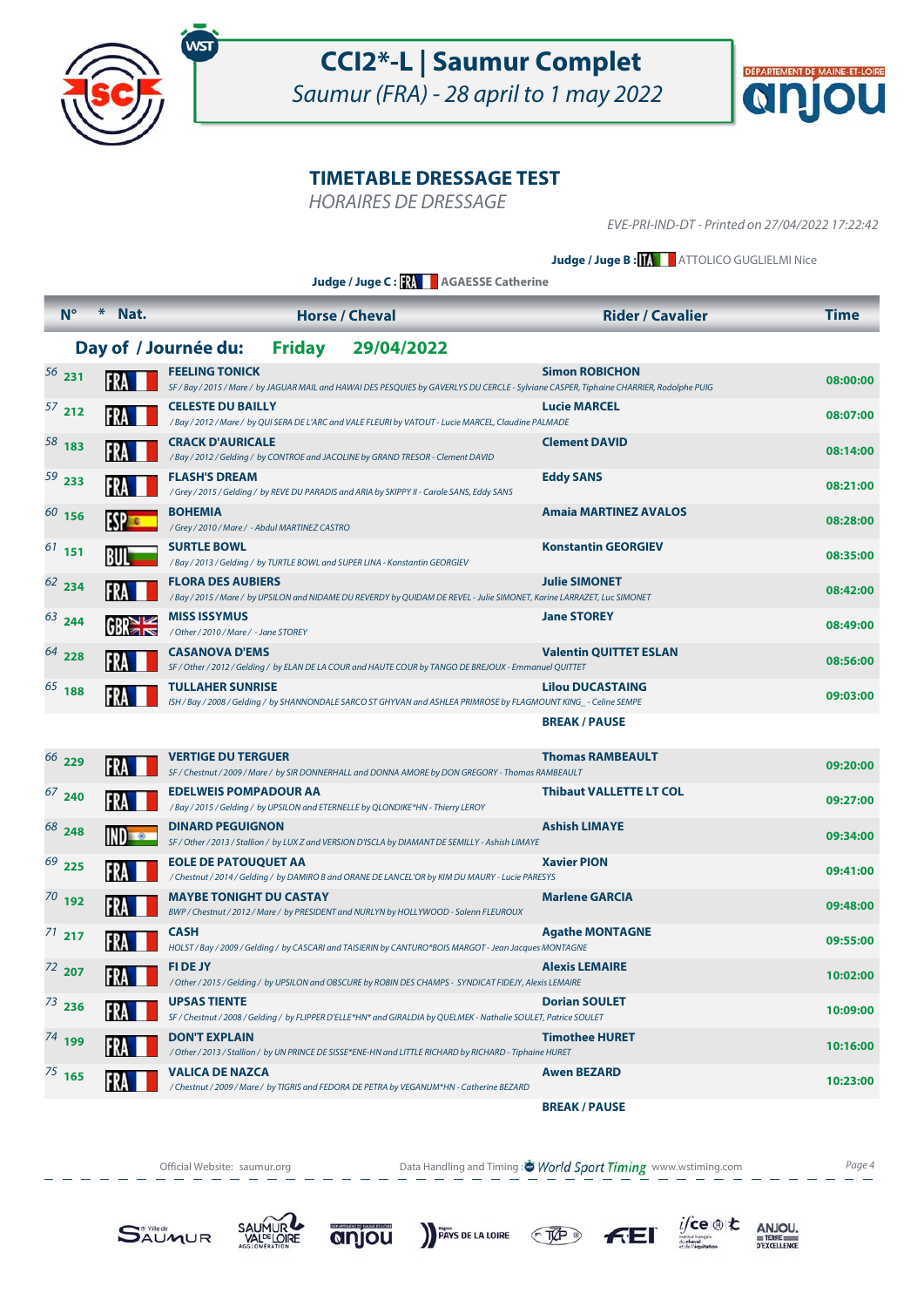# CCI2*-L | Saumur Complet

*Saumur (FRA) - 28 april to 1 may 2022*

## TIMETABLE DRESSAGE TEST

*HORAIRES DE DRESSAGE*

*EVE-PRI-IND-DT - Printed on 27/04/2022 17:22:42*

**Judge / Juge B :** ITA ATTOLICO GUGLIELMI Nice

**Judge / Juge C :** FRA AGAESSE Catherine

**Day of / Journée du: Friday 29/04/2022**

| N° | * | Nat. | Horse / Cheval | Rider / Cavalier | Time |
|---|---|---|---|---|---|
| 56 | 231 | FRA | **FEELING TONICK** SF / Bay / 2015 / Mare / by JAGUAR MAIL and HAWAI DES PESQUIES by GAVERLYS DU CERCLE - Sylviane CASPER, Tiphaine CHARRIER, Rodolphe PUIG | **Simon ROBICHON** | 08:00:00 |
| 57 | 212 | FRA | **CELESTE DU BAILLY** / Bay / 2012 / Mare / by QUI SERA DE L'ARC and VALE FLEURI by VATOUT - Lucie MARCEL, Claudine PALMADE | **Lucie MARCEL** | 08:07:00 |
| 58 | 183 | FRA | **CRACK D'AURICALE** / Bay / 2012 / Gelding / by CONTROE and JACOLINE by GRAND TRESOR - Clement DAVID | **Clement DAVID** | 08:14:00 |
| 59 | 233 | FRA | **FLASH'S DREAM** / Grey / 2015 / Gelding / by REVE DU PARADIS and ARIA by SKIPPY II - Carole SANS, Eddy SANS | **Eddy SANS** | 08:21:00 |
| 60 | 156 | ESP | **BOHEMIA** / Grey / 2010 / Mare / - Abdul MARTINEZ CASTRO | **Amaia MARTINEZ AVALOS** | 08:28:00 |
| 61 | 151 | BUL | **SURTLE BOWL** / Bay / 2013 / Gelding / by TURTLE BOWL and SUPER LINA - Konstantin GEORGIEV | **Konstantin GEORGIEV** | 08:35:00 |
| 62 | 234 | FRA | **FLORA DES AUBIERS** / Bay / 2015 / Mare / by UPSILON and NIDAME DU REVERDY by QUIDAM DE REVEL - Julie SIMONET, Karine LARRAZET, Luc SIMONET | **Julie SIMONET** | 08:42:00 |
| 63 | 244 | GBR | **MISS ISSYMUS** / Other / 2010 / Mare / - Jane STOREY | **Jane STOREY** | 08:49:00 |
| 64 | 228 | FRA | **CASANOVA D'EMS** SF / Other / 2012 / Gelding / by ELAN DE LA COUR and HAUTE COUR by TANGO DE BREJOUX - Emmanuel QUITTET | **Valentin QUITTET ESLAN** | 08:56:00 |
| 65 | 188 | FRA | **TULLAHER SUNRISE** ISH / Bay / 2008 / Gelding / by SHANNONDALE SARCO ST GHYVAN and ASHLEA PRIMROSE by FLAGMOUNT KING_ - Celine SEMPE | **Lilou DUCASTAING** | 09:03:00 |
| | | | | **BREAK / PAUSE** | |
| 66 | 229 | FRA | **VERTIGE DU TERGUER** SF / Chestnut / 2009 / Mare / by SIR DONNERHALL and DONNA AMORE by DON GREGORY - Thomas RAMBEAULT | **Thomas RAMBEAULT** | 09:20:00 |
| 67 | 240 | FRA | **EDELWEIS POMPADOUR AA** / Bay / 2015 / Gelding / by UPSILON and ETERNELLE by QLONDIKE*HN - Thierry LEROY | **Thibaut VALLETTE LT COL** | 09:27:00 |
| 68 | 248 | IND | **DINARD PEGUIGNON** SF / Other / 2013 / Stallion / by LUX Z and VERSION D'ISCLA by DIAMANT DE SEMILLY - Ashish LIMAYE | **Ashish LIMAYE** | 09:34:00 |
| 69 | 225 | FRA | **EOLE DE PATOUQUET AA** / Chestnut / 2014 / Gelding / by DAMIRO B and ORANE DE LANCEL'OR by KIM DU MAURY - Lucie PARESYS | **Xavier PION** | 09:41:00 |
| 70 | 192 | FRA | **MAYBE TONIGHT DU CASTAY** BWP / Chestnut / 2012 / Mare / by PRESIDENT and NURLYN by HOLLYWOOD - Solenn FLEUROUX | **Marlene GARCIA** | 09:48:00 |
| 71 | 217 | FRA | **CASH** HOLST / Bay / 2009 / Gelding / by CASCARI and TAISIERIN by CANTURO*BOIS MARGOT - Jean Jacques MONTAGNE | **Agathe MONTAGNE** | 09:55:00 |
| 72 | 207 | FRA | **FI DE JY** / Other / 2015 / Gelding / by UPSILON and OBSCURE by ROBIN DES CHAMPS - SYNDICAT FIDEJY, Alexis LEMAIRE | **Alexis LEMAIRE** | 10:02:00 |
| 73 | 236 | FRA | **UPSAS TIENTE** SF / Chestnut / 2008 / Gelding / by FLIPPER D'ELLE*HN* and GIRALDIA by QUELMEK - Nathalie SOULET, Patrice SOULET | **Dorian SOULET** | 10:09:00 |
| 74 | 199 | FRA | **DON'T EXPLAIN** / Other / 2013 / Stallion / by UN PRINCE DE SISSE*ENE-HN and LITTLE RICHARD by RICHARD - Tiphaine HURET | **Timothee HURET** | 10:16:00 |
| 75 | 165 | FRA | **VALICA DE NAZCA** / Chestnut / 2009 / Mare / by TIGRIS and FEDORA DE PETRA by VEGANUM*HN - Catherine BEZARD | **Awen BEZARD** | 10:23:00 |
| | | | | **BREAK / PAUSE** | |

Official Website: saumur.org — Data Handling and Timing : World Sport Timing www.wstiming.com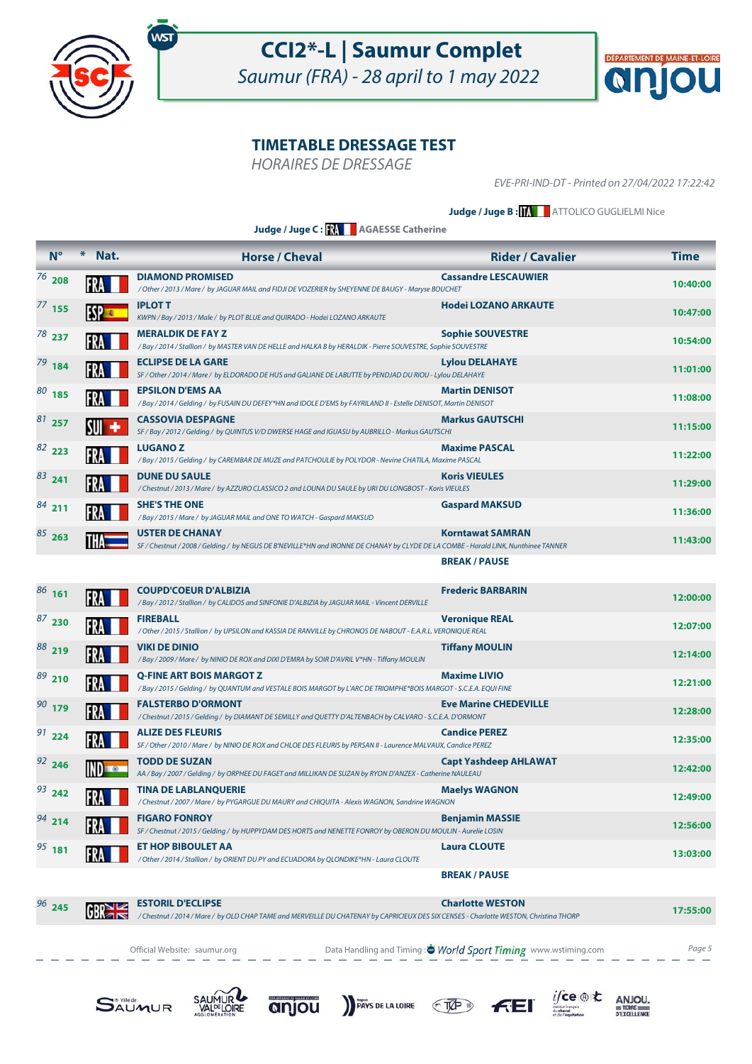# CCI2*-L | Saumur Complet

*Saumur (FRA) - 28 april to 1 may 2022*

## TIMETABLE DRESSAGE TEST

*HORAIRES DE DRESSAGE*

*EVE-PRI-IND-DT - Printed on 27/04/2022 17:22:42*

**Judge / Juge B :** ITA ATTOLICO GUGLIELMI Nice

**Judge / Juge C :** FRA **AGAESSE Catherine**

| N° | * | Nat. | Horse / Cheval | Rider / Cavalier | Time |
|---|---|---|---|---|---|
| 76 | 208 | FRA | **DIAMOND PROMISED**<br>*/ Other / 2013 / Mare / by JAGUAR MAIL and FIDJI DE VOZERIER by SHEYENNE DE BAUGY - Maryse BOUCHET* | **Cassandre LESCAUWIER** | **10:40:00** |
| 77 | 155 | ESP | **IPLOT T**<br>*KWPN / Bay / 2013 / Male / by PLOT BLUE and QUIRADO - Hodei LOZANO ARKAUTE* | **Hodei LOZANO ARKAUTE** | **10:47:00** |
| 78 | 237 | FRA | **MERALDIK DE FAY Z**<br>*/ Bay / 2014 / Stallion / by MASTER VAN DE HELLE and HALKA B by HERALDIK - Pierre SOUVESTRE, Sophie SOUVESTRE* | **Sophie SOUVESTRE** | **10:54:00** |
| 79 | 184 | FRA | **ECLIPSE DE LA GARE**<br>*SF / Other / 2014 / Mare / by ELDORADO DE HUS and GALIANE DE LABUTTE by PENDJAD DU RIOU - Lylou DELAHAYE* | **Lylou DELAHAYE** | **11:01:00** |
| 80 | 185 | FRA | **EPSILON D'EMS AA**<br>*/ Bay / 2014 / Gelding / by FUSAIN DU DEFEY*HN and IDOLE D'EMS by FAYRILAND II - Estelle DENISOT, Martin DENISOT* | **Martin DENISOT** | **11:08:00** |
| 81 | 257 | SUI | **CASSOVIA DESPAGNE**<br>*SF / Bay / 2012 / Gelding / by QUINTUS V/D DWERSE HAGE and IGUASU by AUBRILLO - Markus GAUTSCHI* | **Markus GAUTSCHI** | **11:15:00** |
| 82 | 223 | FRA | **LUGANO Z**<br>*/ Bay / 2015 / Gelding / by CAREMBAR DE MUZE and PATCHOULIE by POLYDOR - Nevine CHATILA, Maxime PASCAL* | **Maxime PASCAL** | **11:22:00** |
| 83 | 241 | FRA | **DUNE DU SAULE**<br>*/ Chestnut / 2013 / Mare / by AZZURO CLASSICO 2 and LOUNA DU SAULE by URI DU LONGBOST - Koris VIEULES* | **Koris VIEULES** | **11:29:00** |
| 84 | 211 | FRA | **SHE'S THE ONE**<br>*/ Bay / 2015 / Mare / by JAGUAR MAIL and ONE TO WATCH - Gaspard MAKSUD* | **Gaspard MAKSUD** | **11:36:00** |
| 85 | 263 | THA | **USTER DE CHANAY**<br>*SF / Chestnut / 2008 / Gelding / by NEGUS DE B'NEVILLE*HN and IRONNE DE CHANAY by CLYDE DE LA COMBE - Harald LINK, Nunthinee TANNER* | **Korntawat SAMRAN** | **11:43:00** |
| | | | | **BREAK / PAUSE** | |
| 86 | 161 | FRA | **COUPD'COEUR D'ALBIZIA**<br>*/ Bay / 2012 / Stallion / by CALIDOS and SINFONIE D'ALBIZIA by JAGUAR MAIL - Vincent DERVILLE* | **Frederic BARBARIN** | **12:00:00** |
| 87 | 230 | FRA | **FIREBALL**<br>*/ Other / 2015 / Stallion / by UPSILON and KASSIA DE RANVILLE by CHRONOS DE NABOUT - E.A.R.L. VERONIQUE REAL* | **Veronique REAL** | **12:07:00** |
| 88 | 219 | FRA | **VIKI DE DINIO**<br>*/ Bay / 2009 / Mare / by NINIO DE ROX and DIXI D'EMRA by SOIR D'AVRIL V*HN - Tiffany MOULIN* | **Tiffany MOULIN** | **12:14:00** |
| 89 | 210 | FRA | **Q-FINE ART BOIS MARGOT Z**<br>*/ Bay / 2015 / Gelding / by QUANTUM and VESTALE BOIS MARGOT by L'ARC DE TRIOMPHE*BOIS MARGOT - S.C.E.A. EQUI FINE* | **Maxime LIVIO** | **12:21:00** |
| 90 | 179 | FRA | **FALSTERBO D'ORMONT**<br>*/ Chestnut / 2015 / Gelding / by DIAMANT DE SEMILLY and QUETTY D'ALTENBACH by CALVARO - S.C.E.A. D'ORMONT* | **Eve Marine CHEDEVILLE** | **12:28:00** |
| 91 | 224 | FRA | **ALIZE DES FLEURIS**<br>*SF / Other / 2010 / Mare / by NINIO DE ROX and CHLOE DES FLEURIS by PERSAN II - Laurence MALVAUX, Candice PEREZ* | **Candice PEREZ** | **12:35:00** |
| 92 | 246 | IND | **TODD DE SUZAN**<br>*AA / Bay / 2007 / Gelding / by ORPHEE DU FAGET and MILLIKAN DE SUZAN by RYON D'ANZEX - Catherine NAULEAU* | **Capt Yashdeep AHLAWAT** | **12:42:00** |
| 93 | 242 | FRA | **TINA DE LABLANQUERIE**<br>*/ Chestnut / 2007 / Mare / by PYGARGUE DU MAURY and CHIQUITA - Alexis WAGNON, Sandrine WAGNON* | **Maelys WAGNON** | **12:49:00** |
| 94 | 214 | FRA | **FIGARO FONROY**<br>*SF / Chestnut / 2015 / Gelding / by HUPPYDAM DES HORTS and NENETTE FONROY by OBERON DU MOULIN - Aurelie LOSIN* | **Benjamin MASSIE** | **12:56:00** |
| 95 | 181 | FRA | **ET HOP BIBOULET AA**<br>*/ Other / 2014 / Stallion / by ORIENT DU PY and ECUADORA by QLONDIKE*HN - Laura CLOUTE* | **Laura CLOUTE** | **13:03:00** |
| | | | | **BREAK / PAUSE** | |
| 96 | 245 | GBR | **ESTORIL D'ECLIPSE**<br>*/ Chestnut / 2014 / Mare / by OLD CHAP TAME and MERVEILLE DU CHATENAY by CAPRICIEUX DES SIX CENSES - Charlotte WESTON, Christina THORP* | **Charlotte WESTON** | **17:55:00** |

Official Website: saumur.org — Data Handling and Timing : World Sport Timing www.wstiming.com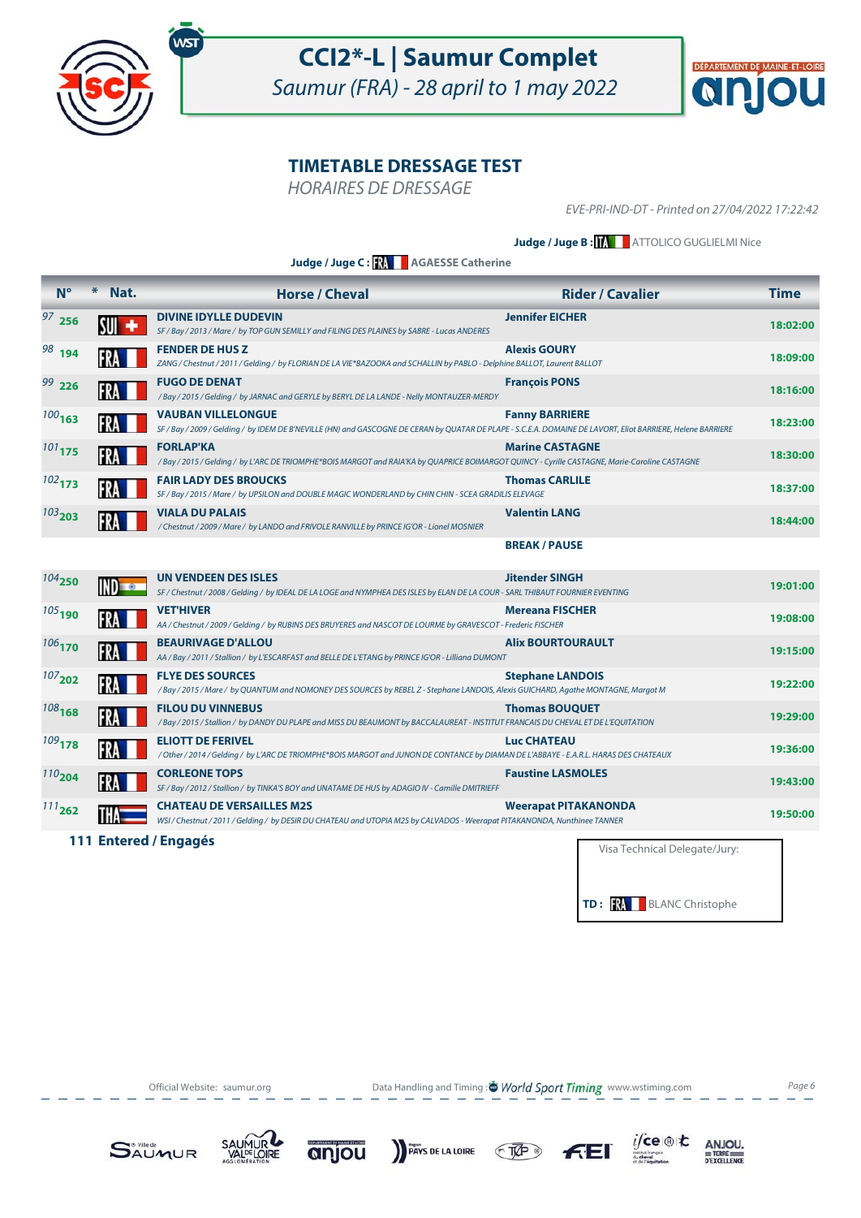# CCI2*-L | Saumur Complet

*Saumur (FRA) - 28 april to 1 may 2022*

## TIMETABLE DRESSAGE TEST

*HORAIRES DE DRESSAGE*

*EVE-PRI-IND-DT - Printed on 27/04/2022 17:22:42*

**Judge / Juge B :** ITA ATTOLICO GUGLIELMI Nice

**Judge / Juge C :** FRA **AGAESSE Catherine**

| N° | * | Nat. | Horse / Cheval | Rider / Cavalier | Time |
|---|---|---|---|---|---|
| 97 | 256 | SUI | **DIVINE IDYLLE DUDEVIN** SF / Bay / 2013 / Mare / by TOP GUN SEMILLY and FILING DES PLAINES by SABRE - Lucas ANDERES | **Jennifer EICHER** | 18:02:00 |
| 98 | 194 | FRA | **FENDER DE HUS Z** ZANG / Chestnut / 2011 / Gelding / by FLORIAN DE LA VIE*BAZOOKA and SCHALLIN by PABLO - Delphine BALLOT, Laurent BALLOT | **Alexis GOURY** | 18:09:00 |
| 99 | 226 | FRA | **FUGO DE DENAT** / Bay / 2015 / Gelding / by JARNAC and GERYLE by BERYL DE LA LANDE - Nelly MONTAUZER-MERDY | **François PONS** | 18:16:00 |
| 100 | 163 | FRA | **VAUBAN VILLELONGUE** SF / Bay / 2009 / Gelding / by IDEM DE B'NEVILLE (HN) and GASCOGNE DE CERAN by QUATAR DE PLAPE - S.C.E.A. DOMAINE DE LAVORT, Eliot BARRIERE, Helene BARRIERE | **Fanny BARRIERE** | 18:23:00 |
| 101 | 175 | FRA | **FORLAP'KA** / Bay / 2015 / Gelding / by L'ARC DE TRIOMPHE*BOIS MARGOT and RAIA'KA by QUAPRICE BOIMARGOT QUINCY - Cyrille CASTAGNE, Marie-Caroline CASTAGNE | **Marine CASTAGNE** | 18:30:00 |
| 102 | 173 | FRA | **FAIR LADY DES BROUCKS** SF / Bay / 2015 / Mare / by UPSILON and DOUBLE MAGIC WONDERLAND by CHIN CHIN - SCEA GRADILIS ELEVAGE | **Thomas CARLILE** | 18:37:00 |
| 103 | 203 | FRA | **VIALA DU PALAIS** / Chestnut / 2009 / Mare / by LANDO and FRIVOLE RANVILLE by PRINCE IG'OR - Lionel MOSNIER | **Valentin LANG** | 18:44:00 |
| | | | | **BREAK / PAUSE** | |
| 104 | 250 | IND | **UN VENDEEN DES ISLES** SF / Chestnut / 2008 / Gelding / by IDEAL DE LA LOGE and NYMPHEA DES ISLES by ELAN DE LA COUR - SARL THIBAUT FOURNIER EVENTING | **Jitender SINGH** | 19:01:00 |
| 105 | 190 | FRA | **VET'HIVER** AA / Chestnut / 2009 / Gelding / by RUBINS DES BRUYERES and NASCOT DE LOURME by GRAVESCOT - Frederic FISCHER | **Mereana FISCHER** | 19:08:00 |
| 106 | 170 | FRA | **BEAURIVAGE D'ALLOU** AA / Bay / 2011 / Stallion / by L'ESCARFAST and BELLE DE L'ETANG by PRINCE IG'OR - Lilliana DUMONT | **Alix BOURTOURAULT** | 19:15:00 |
| 107 | 202 | FRA | **FLYE DES SOURCES** / Bay / 2015 / Mare / by QUANTUM and NOMONEY DES SOURCES by REBEL Z - Stephane LANDOIS, Alexis GUICHARD, Agathe MONTAGNE, Margot M | **Stephane LANDOIS** | 19:22:00 |
| 108 | 168 | FRA | **FILOU DU VINNEBUS** / Bay / 2015 / Stallion / by DANDY DU PLAPE and MISS DU BEAUMONT by BACCALAUREAT - INSTITUT FRANCAIS DU CHEVAL ET DE L'EQUITATION | **Thomas BOUQUET** | 19:29:00 |
| 109 | 178 | FRA | **ELIOTT DE FERIVEL** / Other / 2014 / Gelding / by L'ARC DE TRIOMPHE*BOIS MARGOT and JUNON DE CONTANCE by DIAMAN DE L'ABBAYE - E.A.R.L. HARAS DES CHATEAUX | **Luc CHATEAU** | 19:36:00 |
| 110 | 204 | FRA | **CORLEONE TOPS** SF / Bay / 2012 / Stallion / by TINKA'S BOY and UNATAME DE HUS by ADAGIO IV - Camille DMITRIEFF | **Faustine LASMOLES** | 19:43:00 |
| 111 | 262 | THA | **CHATEAU DE VERSAILLES M2S** WSI / Chestnut / 2011 / Gelding / by DESIR DU CHATEAU and UTOPIA M2S by CALVADOS - Weerapat PITAKANONDA, Nunthinee TANNER | **Weerapat PITAKANONDA** | 19:50:00 |

**111 Entered / Engagés**

Visa Technical Delegate/Jury:

**TD :** FRA BLANC Christophe

Official Website: saumur.org

Data Handling and Timing : World Sport Timing www.wstiming.com